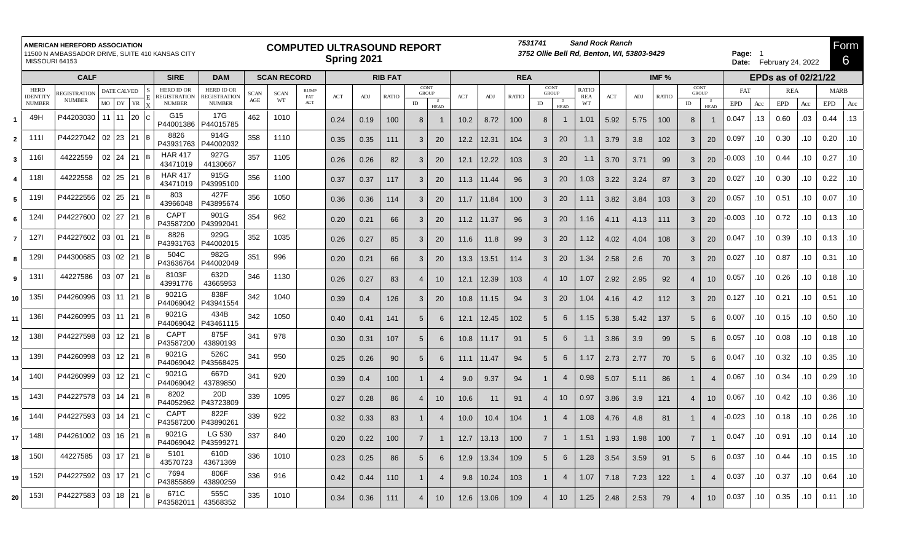**AMERICAN HEREFORD ASSOCIATION**
11500 N AMBASSADOR DRIVE, SUITE 410 KANSAS CITY MISSOURI 64153

# COMPUTED ULTRASOUND REPORT
## Spring 2021

**7531741** **Sand Rock Ranch**
**3752 Ollie Bell Rd, Benton, WI, 53803-9429**

**Page:** 1
**Date:** February 24, 2022

**Form 6**

| | CALF | | | | | | SIRE | DAM | SCAN RECORD | | | RIB FAT | | | | | REA | | | | | | IMF % | | | | | EPDs as of 02/21/22 | | | | | |
|---|---|---|---|---|---|---|---|---|---|---|---|---|---|---|---|---|---|---|---|---|---|---|---|---|---|---|---|---|---|---|---|---|---|
| | HERD IDENTITY NUMBER | REGISTRATION NUMBER | DATE CALVED MO | DY | YR | SEX | HERD ID OR REGISTRATION NUMBER | HERD ID OR REGISTRATION NUMBER | SCAN AGE | SCAN WT | RUMP FAT ACT | ACT | ADJ | RATIO | CONT GROUP ID | # HEAD | ACT | ADJ | RATIO | CONT GROUP ID | # HEAD | RATIO REA WT | ACT | ADJ | RATIO | CONT GROUP ID | # HEAD | FAT EPD | Acc | REA EPD | Acc | MARB EPD | Acc |
| 1 | 49H | P44203030 | 11 | 11 | 20 | C | G15 P44001386 | 17G P44015785 | 462 | 1010 | | 0.24 | 0.19 | 100 | 8 | 1 | 10.2 | 8.72 | 100 | 8 | 1 | 1.01 | 5.92 | 5.75 | 100 | 8 | 1 | 0.047 | .13 | 0.60 | .03 | 0.44 | .13 |
| 2 | 111I | P44227042 | 02 | 23 | 21 | B | 8826 P43931763 | 914G P44002032 | 358 | 1110 | | 0.35 | 0.35 | 111 | 3 | 20 | 12.2 | 12.31 | 104 | 3 | 20 | 1.1 | 3.79 | 3.8 | 102 | 3 | 20 | 0.097 | .10 | 0.30 | .10 | 0.20 | .10 |
| 3 | 116I | 44222559 | 02 | 24 | 21 | B | HAR 417 43471019 | 927G 44130667 | 357 | 1105 | | 0.26 | 0.26 | 82 | 3 | 20 | 12.1 | 12.22 | 103 | 3 | 20 | 1.1 | 3.70 | 3.71 | 99 | 3 | 20 | -0.003 | .10 | 0.44 | .10 | 0.27 | .10 |
| 4 | 118I | 44222558 | 02 | 25 | 21 | B | HAR 417 43471019 | 915G P43995100 | 356 | 1100 | | 0.37 | 0.37 | 117 | 3 | 20 | 11.3 | 11.44 | 96 | 3 | 20 | 1.03 | 3.22 | 3.24 | 87 | 3 | 20 | 0.027 | .10 | 0.30 | .10 | 0.22 | .10 |
| 5 | 119I | P44222556 | 02 | 25 | 21 | B | 803 43966048 | 427F P43895674 | 356 | 1050 | | 0.36 | 0.36 | 114 | 3 | 20 | 11.7 | 11.84 | 100 | 3 | 20 | 1.11 | 3.82 | 3.84 | 103 | 3 | 20 | 0.057 | .10 | 0.51 | .10 | 0.07 | .10 |
| 6 | 124I | P44227600 | 02 | 27 | 21 | B | CAPT P43587200 | 901G P43992041 | 354 | 962 | | 0.20 | 0.21 | 66 | 3 | 20 | 11.2 | 11.37 | 96 | 3 | 20 | 1.16 | 4.11 | 4.13 | 111 | 3 | 20 | -0.003 | .10 | 0.72 | .10 | 0.13 | .10 |
| 7 | 127I | P44227602 | 03 | 01 | 21 | B | 8826 P43931763 | 929G P44002015 | 352 | 1035 | | 0.26 | 0.27 | 85 | 3 | 20 | 11.6 | 11.8 | 99 | 3 | 20 | 1.12 | 4.02 | 4.04 | 108 | 3 | 20 | 0.047 | .10 | 0.39 | .10 | 0.13 | .10 |
| 8 | 129I | P44300685 | 03 | 02 | 21 | B | 504C P43636764 | 982G P44002049 | 351 | 996 | | 0.20 | 0.21 | 66 | 3 | 20 | 13.3 | 13.51 | 114 | 3 | 20 | 1.34 | 2.58 | 2.6 | 70 | 3 | 20 | 0.027 | .10 | 0.87 | .10 | 0.31 | .10 |
| 9 | 131I | 44227586 | 03 | 07 | 21 | B | 8103F 43991776 | 632D 43665953 | 346 | 1130 | | 0.26 | 0.27 | 83 | 4 | 10 | 12.1 | 12.39 | 103 | 4 | 10 | 1.07 | 2.92 | 2.95 | 92 | 4 | 10 | 0.057 | .10 | 0.26 | .10 | 0.18 | .10 |
| 10 | 135I | P44260996 | 03 | 11 | 21 | B | 9021G P44069042 | 838F P43941554 | 342 | 1040 | | 0.39 | 0.4 | 126 | 3 | 20 | 10.8 | 11.15 | 94 | 3 | 20 | 1.04 | 4.16 | 4.2 | 112 | 3 | 20 | 0.127 | .10 | 0.21 | .10 | 0.51 | .10 |
| 11 | 136I | P44260995 | 03 | 11 | 21 | B | 9021G P44069042 | 434B P43461115 | 342 | 1050 | | 0.40 | 0.41 | 141 | 5 | 6 | 12.1 | 12.45 | 102 | 5 | 6 | 1.15 | 5.38 | 5.42 | 137 | 5 | 6 | 0.007 | .10 | 0.15 | .10 | 0.50 | .10 |
| 12 | 138I | P44227598 | 03 | 12 | 21 | B | CAPT P43587200 | 875F 43890193 | 341 | 978 | | 0.30 | 0.31 | 107 | 5 | 6 | 10.8 | 11.17 | 91 | 5 | 6 | 1.1 | 3.86 | 3.9 | 99 | 5 | 6 | 0.057 | .10 | 0.08 | .10 | 0.18 | .10 |
| 13 | 139I | P44260998 | 03 | 12 | 21 | B | 9021G P44069042 | 526C P43568425 | 341 | 950 | | 0.25 | 0.26 | 90 | 5 | 6 | 11.1 | 11.47 | 94 | 5 | 6 | 1.17 | 2.73 | 2.77 | 70 | 5 | 6 | 0.047 | .10 | 0.32 | .10 | 0.35 | .10 |
| 14 | 140I | P44260999 | 03 | 12 | 21 | C | 9021G P44069042 | 667D 43789850 | 341 | 920 | | 0.39 | 0.4 | 100 | 1 | 4 | 9.0 | 9.37 | 94 | 1 | 4 | 0.98 | 5.07 | 5.11 | 86 | 1 | 4 | 0.067 | .10 | 0.34 | .10 | 0.29 | .10 |
| 15 | 143I | P44227578 | 03 | 14 | 21 | B | 8202 P44052962 | 20D P43723809 | 339 | 1095 | | 0.27 | 0.28 | 86 | 4 | 10 | 10.6 | 11 | 91 | 4 | 10 | 0.97 | 3.86 | 3.9 | 121 | 4 | 10 | 0.067 | .10 | 0.42 | .10 | 0.36 | .10 |
| 16 | 144I | P44227593 | 03 | 14 | 21 | C | CAPT P43587200 | 822F P43890261 | 339 | 922 | | 0.32 | 0.33 | 83 | 1 | 4 | 10.0 | 10.4 | 104 | 1 | 4 | 1.08 | 4.76 | 4.8 | 81 | 1 | 4 | -0.023 | .10 | 0.18 | .10 | 0.26 | .10 |
| 17 | 148I | P44261002 | 03 | 16 | 21 | B | 9021G P44069042 | LG 530 P43599271 | 337 | 840 | | 0.20 | 0.22 | 100 | 7 | 1 | 12.7 | 13.13 | 100 | 7 | 1 | 1.51 | 1.93 | 1.98 | 100 | 7 | 1 | 0.047 | .10 | 0.91 | .10 | 0.14 | .10 |
| 18 | 150I | 44227585 | 03 | 17 | 21 | B | 5101 43570723 | 610D 43671369 | 336 | 1010 | | 0.23 | 0.25 | 86 | 5 | 6 | 12.9 | 13.34 | 109 | 5 | 6 | 1.28 | 3.54 | 3.59 | 91 | 5 | 6 | 0.037 | .10 | 0.44 | .10 | 0.15 | .10 |
| 19 | 152I | P44227592 | 03 | 17 | 21 | C | 7694 P43855869 | 806F 43890259 | 336 | 916 | | 0.42 | 0.44 | 110 | 1 | 4 | 9.8 | 10.24 | 103 | 1 | 4 | 1.07 | 7.18 | 7.23 | 122 | 1 | 4 | 0.037 | .10 | 0.37 | .10 | 0.64 | .10 |
| 20 | 153I | P44227583 | 03 | 18 | 21 | B | 671C P43582011 | 555C 43568352 | 335 | 1010 | | 0.34 | 0.36 | 111 | 4 | 10 | 12.6 | 13.06 | 109 | 4 | 10 | 1.25 | 2.48 | 2.53 | 79 | 4 | 10 | 0.037 | .10 | 0.35 | .10 | 0.11 | .10 |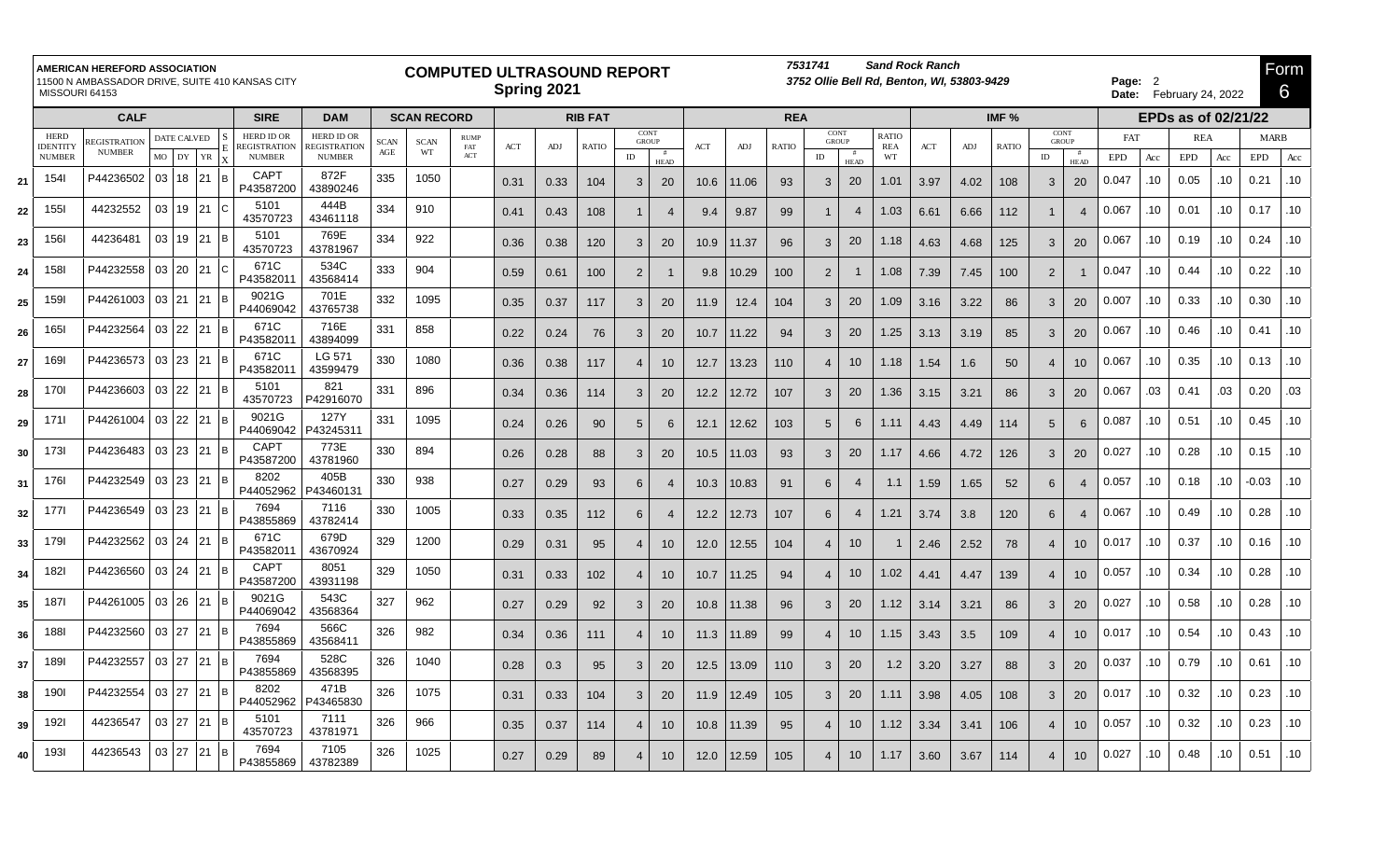**AMERICAN HEREFORD ASSOCIATION**
11500 N AMBASSADOR DRIVE, SUITE 410 KANSAS CITY MISSOURI 64153

# COMPUTED ULTRASOUND REPORT
## Spring 2021

**7531741** **Sand Rock Ranch**
**3752 Ollie Bell Rd, Benton, WI, 53803-9429**

**Page:** 2
**Date:** February 24, 2022

Form 6

| | CALF | | DATE CALVED | | | | SIRE | DAM | SCAN RECORD | | | RIB FAT | | | | | REA | | | | | | IMF % | | | | | EPDs as of 02/21/22 | | | | | |
|---|---|---|---|---|---|---|---|---|---|---|---|---|---|---|---|---|---|---|---|---|---|---|---|---|---|---|---|---|---|---|---|---|---|
| | HERD IDENTITY NUMBER | REGISTRATION NUMBER | MO | DY | YR | SEX | HERD ID OR REGISTRATION NUMBER | HERD ID OR REGISTRATION NUMBER | SCAN AGE | SCAN WT | RUMP FAT ACT | ACT | ADJ | RATIO | CONT GROUP ID | CONT GROUP # HEAD | ACT | ADJ | RATIO | CONT GROUP ID | CONT GROUP # HEAD | RATIO REA WT | ACT | ADJ | RATIO | CONT GROUP ID | CONT GROUP # HEAD | FAT EPD | FAT Acc | REA EPD | REA Acc | MARB EPD | MARB Acc |
| 21 | 154I | P44236502 | 03 | 18 | 21 | B | CAPT P43587200 | 872F 43890246 | 335 | 1050 | | 0.31 | 0.33 | 104 | 3 | 20 | 10.6 | 11.06 | 93 | 3 | 20 | 1.01 | 3.97 | 4.02 | 108 | 3 | 20 | 0.047 | .10 | 0.05 | .10 | 0.21 | .10 |
| 22 | 155I | 44232552 | 03 | 19 | 21 | C | 5101 43570723 | 444B 43461118 | 334 | 910 | | 0.41 | 0.43 | 108 | 1 | 4 | 9.4 | 9.87 | 99 | 1 | 4 | 1.03 | 6.61 | 6.66 | 112 | 1 | 4 | 0.067 | .10 | 0.01 | .10 | 0.17 | .10 |
| 23 | 156I | 44236481 | 03 | 19 | 21 | B | 5101 43570723 | 769E 43781967 | 334 | 922 | | 0.36 | 0.38 | 120 | 3 | 20 | 10.9 | 11.37 | 96 | 3 | 20 | 1.18 | 4.63 | 4.68 | 125 | 3 | 20 | 0.067 | .10 | 0.19 | .10 | 0.24 | .10 |
| 24 | 158I | P44232558 | 03 | 20 | 21 | C | 671C P43582011 | 534C 43568414 | 333 | 904 | | 0.59 | 0.61 | 100 | 2 | 1 | 9.8 | 10.29 | 100 | 2 | 1 | 1.08 | 7.39 | 7.45 | 100 | 2 | 1 | 0.047 | .10 | 0.44 | .10 | 0.22 | .10 |
| 25 | 159I | P44261003 | 03 | 21 | 21 | B | 9021G P44069042 | 701E 43765738 | 332 | 1095 | | 0.35 | 0.37 | 117 | 3 | 20 | 11.9 | 12.4 | 104 | 3 | 20 | 1.09 | 3.16 | 3.22 | 86 | 3 | 20 | 0.007 | .10 | 0.33 | .10 | 0.30 | .10 |
| 26 | 165I | P44232564 | 03 | 22 | 21 | B | 671C P43582011 | 716E 43894099 | 331 | 858 | | 0.22 | 0.24 | 76 | 3 | 20 | 10.7 | 11.22 | 94 | 3 | 20 | 1.25 | 3.13 | 3.19 | 85 | 3 | 20 | 0.067 | .10 | 0.46 | .10 | 0.41 | .10 |
| 27 | 169I | P44236573 | 03 | 23 | 21 | B | 671C P43582011 | LG 571 43599479 | 330 | 1080 | | 0.36 | 0.38 | 117 | 4 | 10 | 12.7 | 13.23 | 110 | 4 | 10 | 1.18 | 1.54 | 1.6 | 50 | 4 | 10 | 0.067 | .10 | 0.35 | .10 | 0.13 | .10 |
| 28 | 170I | P44236603 | 03 | 22 | 21 | B | 5101 43570723 | 821 P42916070 | 331 | 896 | | 0.34 | 0.36 | 114 | 3 | 20 | 12.2 | 12.72 | 107 | 3 | 20 | 1.36 | 3.15 | 3.21 | 86 | 3 | 20 | 0.067 | .03 | 0.41 | .03 | 0.20 | .03 |
| 29 | 171I | P44261004 | 03 | 22 | 21 | B | 9021G P44069042 | 127Y P43245311 | 331 | 1095 | | 0.24 | 0.26 | 90 | 5 | 6 | 12.1 | 12.62 | 103 | 5 | 6 | 1.11 | 4.43 | 4.49 | 114 | 5 | 6 | 0.087 | .10 | 0.51 | .10 | 0.45 | .10 |
| 30 | 173I | P44236483 | 03 | 23 | 21 | B | CAPT P43587200 | 773E 43781960 | 330 | 894 | | 0.26 | 0.28 | 88 | 3 | 20 | 10.5 | 11.03 | 93 | 3 | 20 | 1.17 | 4.66 | 4.72 | 126 | 3 | 20 | 0.027 | .10 | 0.28 | .10 | 0.15 | .10 |
| 31 | 176I | P44232549 | 03 | 23 | 21 | B | 8202 P44052962 | 405B P43460131 | 330 | 938 | | 0.27 | 0.29 | 93 | 6 | 4 | 10.3 | 10.83 | 91 | 6 | 4 | 1.1 | 1.59 | 1.65 | 52 | 6 | 4 | 0.057 | .10 | 0.18 | .10 | -0.03 | .10 |
| 32 | 177I | P44236549 | 03 | 23 | 21 | B | 7694 P43855869 | 7116 43782414 | 330 | 1005 | | 0.33 | 0.35 | 112 | 6 | 4 | 12.2 | 12.73 | 107 | 6 | 4 | 1.21 | 3.74 | 3.8 | 120 | 6 | 4 | 0.067 | .10 | 0.49 | .10 | 0.28 | .10 |
| 33 | 179I | P44232562 | 03 | 24 | 21 | B | 671C P43582011 | 679D 43670924 | 329 | 1200 | | 0.29 | 0.31 | 95 | 4 | 10 | 12.0 | 12.55 | 104 | 4 | 10 | 1 | 2.46 | 2.52 | 78 | 4 | 10 | 0.017 | .10 | 0.37 | .10 | 0.16 | .10 |
| 34 | 182I | P44236560 | 03 | 24 | 21 | B | CAPT P43587200 | 8051 43931198 | 329 | 1050 | | 0.31 | 0.33 | 102 | 4 | 10 | 10.7 | 11.25 | 94 | 4 | 10 | 1.02 | 4.41 | 4.47 | 139 | 4 | 10 | 0.057 | .10 | 0.34 | .10 | 0.28 | .10 |
| 35 | 187I | P44261005 | 03 | 26 | 21 | B | 9021G P44069042 | 543C 43568364 | 327 | 962 | | 0.27 | 0.29 | 92 | 3 | 20 | 10.8 | 11.38 | 96 | 3 | 20 | 1.12 | 3.14 | 3.21 | 86 | 3 | 20 | 0.027 | .10 | 0.58 | .10 | 0.28 | .10 |
| 36 | 188I | P44232560 | 03 | 27 | 21 | B | 7694 P43855869 | 566C 43568411 | 326 | 982 | | 0.34 | 0.36 | 111 | 4 | 10 | 11.3 | 11.89 | 99 | 4 | 10 | 1.15 | 3.43 | 3.5 | 109 | 4 | 10 | 0.017 | .10 | 0.54 | .10 | 0.43 | .10 |
| 37 | 189I | P44232557 | 03 | 27 | 21 | B | 7694 P43855869 | 528C 43568395 | 326 | 1040 | | 0.28 | 0.3 | 95 | 3 | 20 | 12.5 | 13.09 | 110 | 3 | 20 | 1.2 | 3.20 | 3.27 | 88 | 3 | 20 | 0.037 | .10 | 0.79 | .10 | 0.61 | .10 |
| 38 | 190I | P44232554 | 03 | 27 | 21 | B | 8202 P44052962 | 471B P43465830 | 326 | 1075 | | 0.31 | 0.33 | 104 | 3 | 20 | 11.9 | 12.49 | 105 | 3 | 20 | 1.11 | 3.98 | 4.05 | 108 | 3 | 20 | 0.017 | .10 | 0.32 | .10 | 0.23 | .10 |
| 39 | 192I | 44236547 | 03 | 27 | 21 | B | 5101 43570723 | 7111 43781971 | 326 | 966 | | 0.35 | 0.37 | 114 | 4 | 10 | 10.8 | 11.39 | 95 | 4 | 10 | 1.12 | 3.34 | 3.41 | 106 | 4 | 10 | 0.057 | .10 | 0.32 | .10 | 0.23 | .10 |
| 40 | 193I | 44236543 | 03 | 27 | 21 | B | 7694 P43855869 | 7105 43782389 | 326 | 1025 | | 0.27 | 0.29 | 89 | 4 | 10 | 12.0 | 12.59 | 105 | 4 | 10 | 1.17 | 3.60 | 3.67 | 114 | 4 | 10 | 0.027 | .10 | 0.48 | .10 | 0.51 | .10 |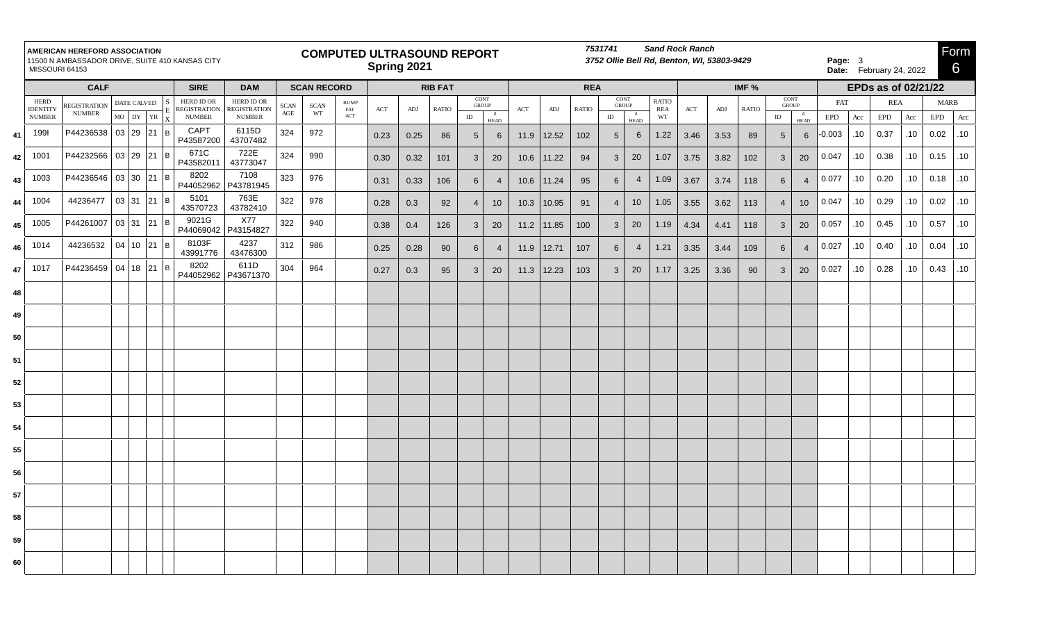**AMERICAN HEREFORD ASSOCIATION**
11500 N AMBASSADOR DRIVE, SUITE 410 KANSAS CITY MISSOURI 64153

# COMPUTED ULTRASOUND REPORT
**Spring 2021**

***7531741 Sand Rock Ranch***
***3752 Ollie Bell Rd, Benton, WI, 53803-9429***

**Page:** 3
**Date:** February 24, 2022

Form 6

| | CALF | | | | | | SIRE | DAM | SCAN RECORD | | | RIB FAT | | | | | REA | | | | | | IMF % | | | | | EPDs as of 02/21/22 | | | | | |
|---|---|---|---|---|---|---|---|---|---|---|---|---|---|---|---|---|---|---|---|---|---|---|---|---|---|---|---|---|---|---|---|---|---|
| | HERD IDENTITY NUMBER | REGISTRATION NUMBER | DATE CALVED MO | DY | YR | SEX | HERD ID OR REGISTRATION NUMBER | HERD ID OR REGISTRATION NUMBER | SCAN AGE | SCAN WT | RUMP FAT ACT | ACT | ADJ | RATIO | CONT GROUP ID | # HEAD | ACT | ADJ | RATIO | CONT GROUP ID | # HEAD | RATIO REA WT | ACT | ADJ | RATIO | CONT GROUP ID | # HEAD | FAT EPD | Acc | REA EPD | Acc | MARB EPD | Acc |
| 41 | 199I | P44236538 | 03 | 29 | 21 | B | CAPT P43587200 | 6115D 43707482 | 324 | 972 | | 0.23 | 0.25 | 86 | 5 | 6 | 11.9 | 12.52 | 102 | 5 | 6 | 1.22 | 3.46 | 3.53 | 89 | 5 | 6 | -0.003 | .10 | 0.37 | .10 | 0.02 | .10 |
| 42 | 1001 | P44232566 | 03 | 29 | 21 | B | 671C P43582011 | 722E 43773047 | 324 | 990 | | 0.30 | 0.32 | 101 | 3 | 20 | 10.6 | 11.22 | 94 | 3 | 20 | 1.07 | 3.75 | 3.82 | 102 | 3 | 20 | 0.047 | .10 | 0.38 | .10 | 0.15 | .10 |
| 43 | 1003 | P44236546 | 03 | 30 | 21 | B | 8202 P44052962 | 7108 P43781945 | 323 | 976 | | 0.31 | 0.33 | 106 | 6 | 4 | 10.6 | 11.24 | 95 | 6 | 4 | 1.09 | 3.67 | 3.74 | 118 | 6 | 4 | 0.077 | .10 | 0.20 | .10 | 0.18 | .10 |
| 44 | 1004 | 44236477 | 03 | 31 | 21 | B | 5101 43570723 | 763E 43782410 | 322 | 978 | | 0.28 | 0.3 | 92 | 4 | 10 | 10.3 | 10.95 | 91 | 4 | 10 | 1.05 | 3.55 | 3.62 | 113 | 4 | 10 | 0.047 | .10 | 0.29 | .10 | 0.02 | .10 |
| 45 | 1005 | P44261007 | 03 | 31 | 21 | B | 9021G P44069042 | X77 P43154827 | 322 | 940 | | 0.38 | 0.4 | 126 | 3 | 20 | 11.2 | 11.85 | 100 | 3 | 20 | 1.19 | 4.34 | 4.41 | 118 | 3 | 20 | 0.057 | .10 | 0.45 | .10 | 0.57 | .10 |
| 46 | 1014 | 44236532 | 04 | 10 | 21 | B | 8103F 43991776 | 4237 43476300 | 312 | 986 | | 0.25 | 0.28 | 90 | 6 | 4 | 11.9 | 12.71 | 107 | 6 | 4 | 1.21 | 3.35 | 3.44 | 109 | 6 | 4 | 0.027 | .10 | 0.40 | .10 | 0.04 | .10 |
| 47 | 1017 | P44236459 | 04 | 18 | 21 | B | 8202 P44052962 | 611D P43671370 | 304 | 964 | | 0.27 | 0.3 | 95 | 3 | 20 | 11.3 | 12.23 | 103 | 3 | 20 | 1.17 | 3.25 | 3.36 | 90 | 3 | 20 | 0.027 | .10 | 0.28 | .10 | 0.43 | .10 |
| 48 | | | | | | | | | | | | | | | | | | | | | | | | | | | | | | | | | |
| 49 | | | | | | | | | | | | | | | | | | | | | | | | | | | | | | | | | |
| 50 | | | | | | | | | | | | | | | | | | | | | | | | | | | | | | | | | |
| 51 | | | | | | | | | | | | | | | | | | | | | | | | | | | | | | | | | |
| 52 | | | | | | | | | | | | | | | | | | | | | | | | | | | | | | | | | |
| 53 | | | | | | | | | | | | | | | | | | | | | | | | | | | | | | | | | |
| 54 | | | | | | | | | | | | | | | | | | | | | | | | | | | | | | | | | |
| 55 | | | | | | | | | | | | | | | | | | | | | | | | | | | | | | | | | |
| 56 | | | | | | | | | | | | | | | | | | | | | | | | | | | | | | | | | |
| 57 | | | | | | | | | | | | | | | | | | | | | | | | | | | | | | | | | |
| 58 | | | | | | | | | | | | | | | | | | | | | | | | | | | | | | | | | |
| 59 | | | | | | | | | | | | | | | | | | | | | | | | | | | | | | | | | |
| 60 | | | | | | | | | | | | | | | | | | | | | | | | | | | | | | | | | |